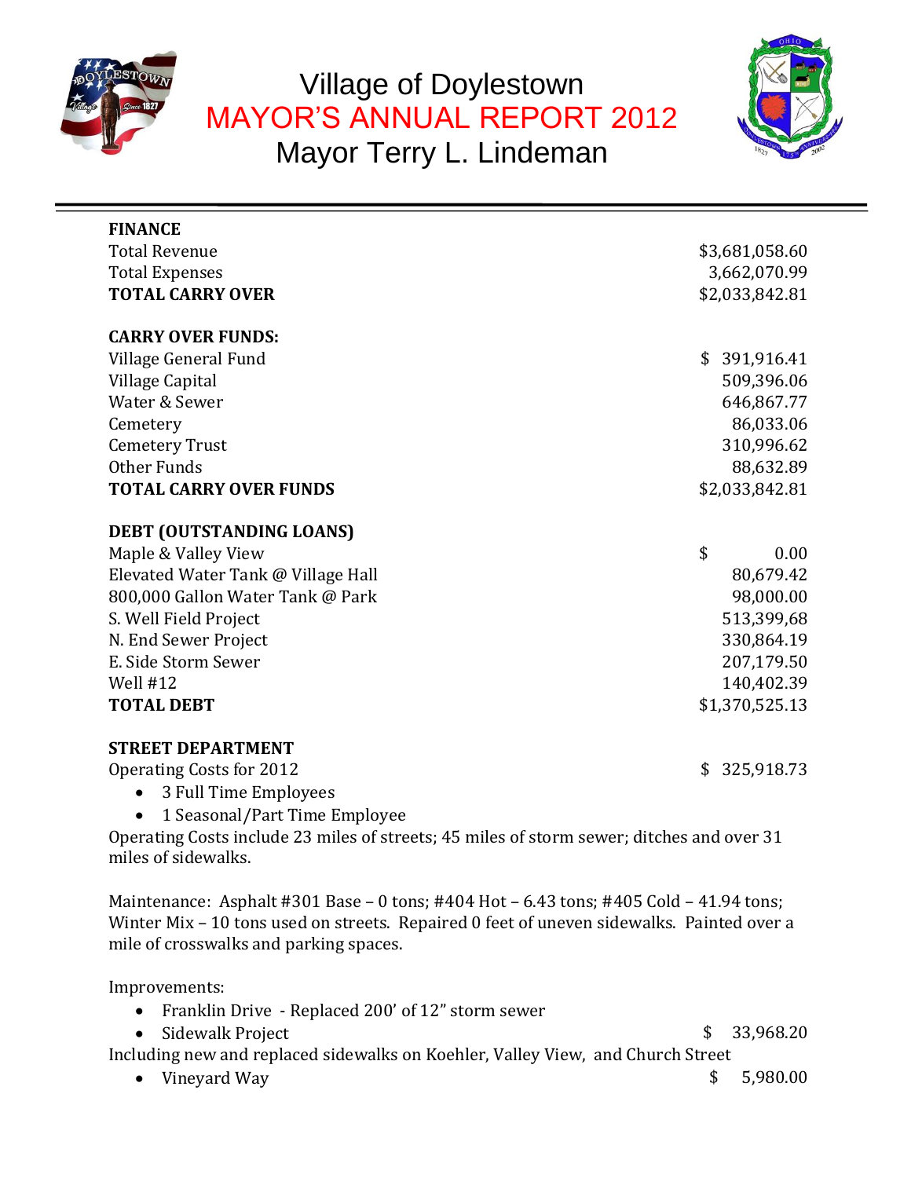# Village of Doylestown
## MAYOR'S ANNUAL REPORT 2012
## Mayor Terry L. Lindeman

---

| **FINANCE** | |
|---|---|
| Total Revenue | $3,681,058.60 |
| Total Expenses | 3,662,070.99 |
| **TOTAL CARRY OVER** | $2,033,842.81 |

| **CARRY OVER FUNDS:** | |
|---|---|
| Village General Fund | $ 391,916.41 |
| Village Capital | 509,396.06 |
| Water & Sewer | 646,867.77 |
| Cemetery | 86,033.06 |
| Cemetery Trust | 310,996.62 |
| Other Funds | 88,632.89 |
| **TOTAL CARRY OVER FUNDS** | $2,033,842.81 |

| **DEBT (OUTSTANDING LOANS)** | |
|---|---|
| Maple & Valley View | $ 0.00 |
| Elevated Water Tank @ Village Hall | 80,679.42 |
| 800,000 Gallon Water Tank @ Park | 98,000.00 |
| S. Well Field Project | 513,399,68 |
| N. End Sewer Project | 330,864.19 |
| E. Side Storm Sewer | 207,179.50 |
| Well #12 | 140,402.39 |
| **TOTAL DEBT** | $1,370,525.13 |

**STREET DEPARTMENT**

Operating Costs for 2012 $ 325,918.73

- 3 Full Time Employees
- 1 Seasonal/Part Time Employee

Operating Costs include 23 miles of streets; 45 miles of storm sewer; ditches and over 31 miles of sidewalks.

Maintenance: Asphalt #301 Base – 0 tons; #404 Hot – 6.43 tons; #405 Cold – 41.94 tons; Winter Mix – 10 tons used on streets. Repaired 0 feet of uneven sidewalks. Painted over a mile of crosswalks and parking spaces.

Improvements:

- Franklin Drive - Replaced 200' of 12" storm sewer
- Sidewalk Project $ 33,968.20

Including new and replaced sidewalks on Koehler, Valley View, and Church Street

- Vineyard Way $ 5,980.00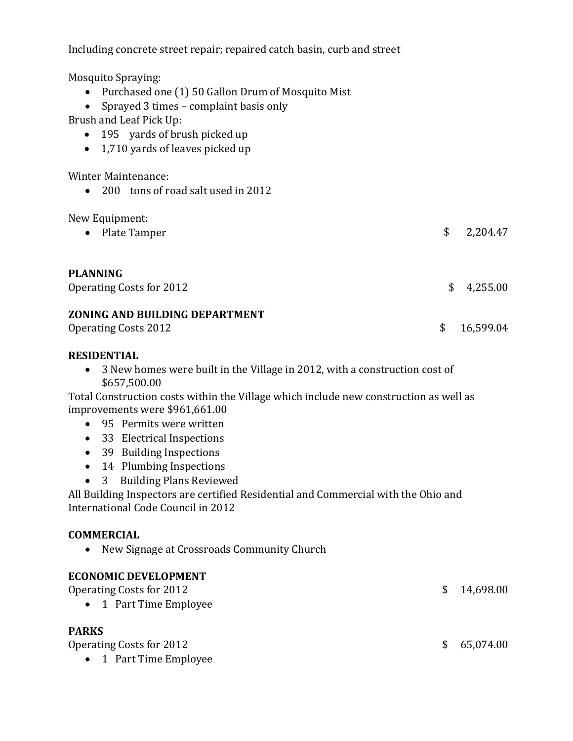Including concrete street repair; repaired catch basin, curb and street

Mosquito Spraying:

- Purchased one (1) 50 Gallon Drum of Mosquito Mist
- Sprayed 3 times – complaint basis only

Brush and Leaf Pick Up:

- 195 yards of brush picked up
- 1,710 yards of leaves picked up

Winter Maintenance:

- 200 tons of road salt used in 2012

New Equipment:

- Plate Tamper $ 2,204.47

**PLANNING**

Operating Costs for 2012 $ 4,255.00

**ZONING AND BUILDING DEPARTMENT**

Operating Costs 2012 $ 16,599.04

**RESIDENTIAL**

- 3 New homes were built in the Village in 2012, with a construction cost of $657,500.00

Total Construction costs within the Village which include new construction as well as improvements were $961,661.00

- 95 Permits were written
- 33 Electrical Inspections
- 39 Building Inspections
- 14 Plumbing Inspections
- 3 Building Plans Reviewed

All Building Inspectors are certified Residential and Commercial with the Ohio and International Code Council in 2012

**COMMERCIAL**

- New Signage at Crossroads Community Church

**ECONOMIC DEVELOPMENT**

Operating Costs for 2012 $ 14,698.00

- 1 Part Time Employee

**PARKS**

Operating Costs for 2012 $ 65,074.00

- 1 Part Time Employee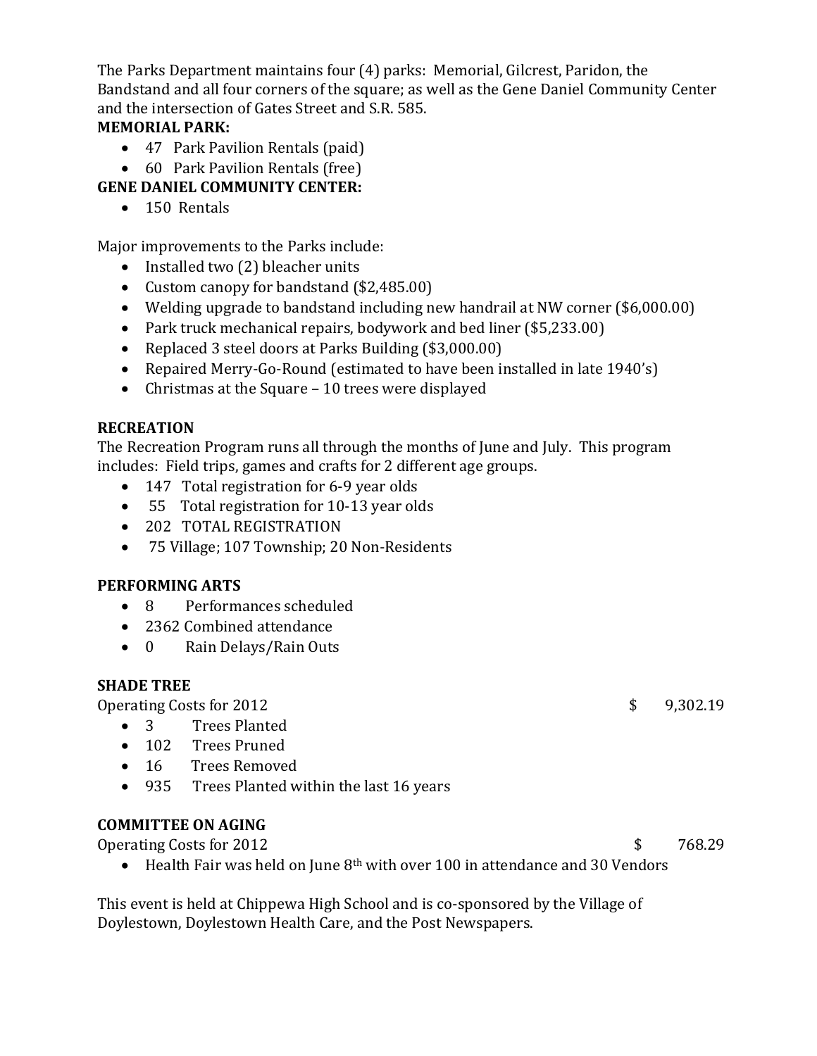The Parks Department maintains four (4) parks: Memorial, Gilcrest, Paridon, the Bandstand and all four corners of the square; as well as the Gene Daniel Community Center and the intersection of Gates Street and S.R. 585.

**MEMORIAL PARK:**

- 47 Park Pavilion Rentals (paid)
- 60 Park Pavilion Rentals (free)

**GENE DANIEL COMMUNITY CENTER:**

- 150 Rentals

Major improvements to the Parks include:

- Installed two (2) bleacher units
- Custom canopy for bandstand ($2,485.00)
- Welding upgrade to bandstand including new handrail at NW corner ($6,000.00)
- Park truck mechanical repairs, bodywork and bed liner ($5,233.00)
- Replaced 3 steel doors at Parks Building ($3,000.00)
- Repaired Merry-Go-Round (estimated to have been installed in late 1940's)
- Christmas at the Square – 10 trees were displayed

**RECREATION**

The Recreation Program runs all through the months of June and July. This program includes: Field trips, games and crafts for 2 different age groups.

- 147 Total registration for 6-9 year olds
- 55 Total registration for 10-13 year olds
- 202 TOTAL REGISTRATION
- 75 Village; 107 Township; 20 Non-Residents

**PERFORMING ARTS**

- 8 Performances scheduled
- 2362 Combined attendance
- 0 Rain Delays/Rain Outs

**SHADE TREE**

Operating Costs for 2012 $ 9,302.19

- 3 Trees Planted
- 102 Trees Pruned
- 16 Trees Removed
- 935 Trees Planted within the last 16 years

**COMMITTEE ON AGING**

Operating Costs for 2012 $ 768.29

- Health Fair was held on June 8th with over 100 in attendance and 30 Vendors

This event is held at Chippewa High School and is co-sponsored by the Village of Doylestown, Doylestown Health Care, and the Post Newspapers.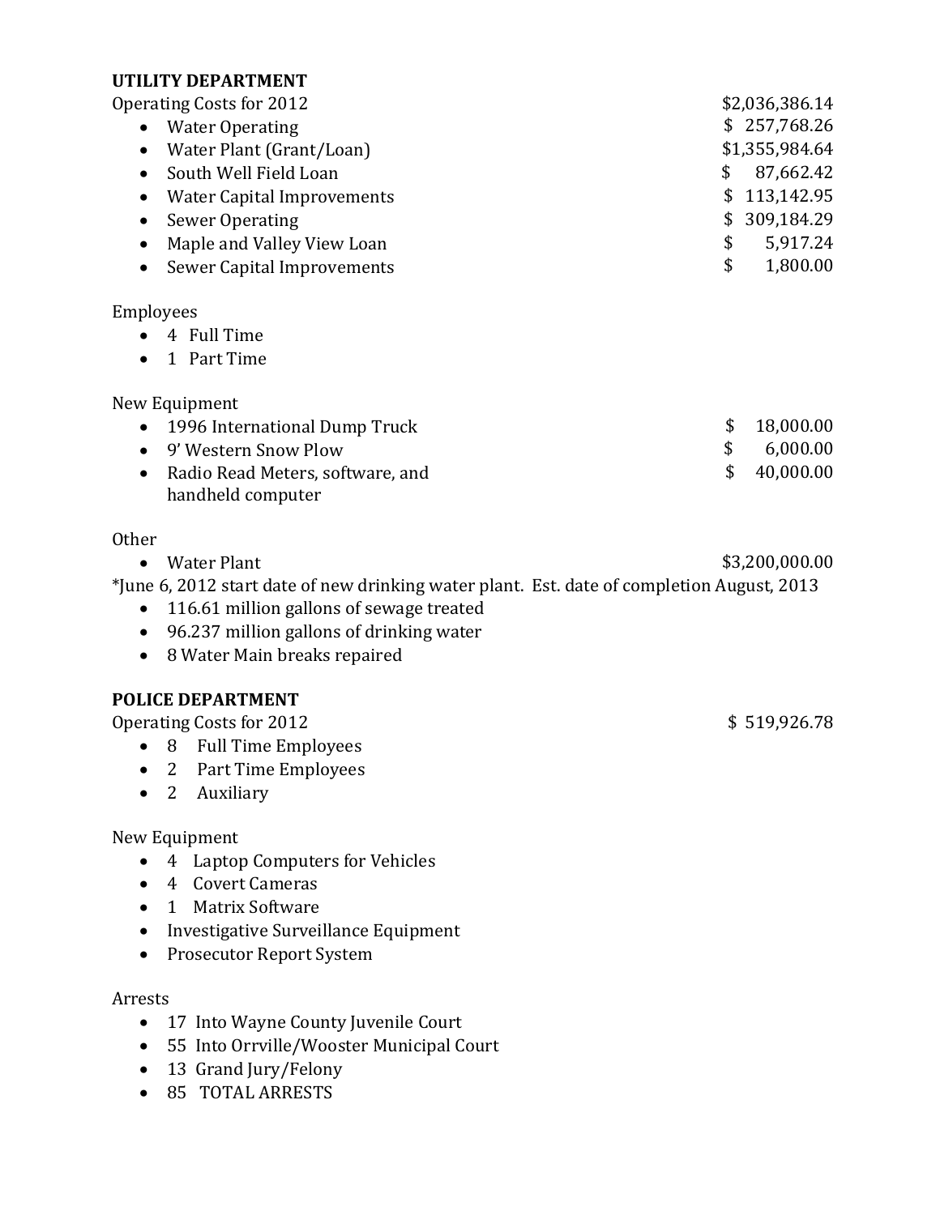**UTILITY DEPARTMENT**

Operating Costs for 2012 — $2,036,386.14

- Water Operating — $ 257,768.26
- Water Plant (Grant/Loan) — $1,355,984.64
- South Well Field Loan — $ 87,662.42
- Water Capital Improvements — $ 113,142.95
- Sewer Operating — $ 309,184.29
- Maple and Valley View Loan — $ 5,917.24
- Sewer Capital Improvements — $ 1,800.00

Employees

- 4 Full Time
- 1 Part Time

New Equipment

- 1996 International Dump Truck — $ 18,000.00
- 9' Western Snow Plow — $ 6,000.00
- Radio Read Meters, software, and handheld computer — $ 40,000.00

Other

- Water Plant — $3,200,000.00

*June 6, 2012 start date of new drinking water plant. Est. date of completion August, 2013

- 116.61 million gallons of sewage treated
- 96.237 million gallons of drinking water
- 8 Water Main breaks repaired

**POLICE DEPARTMENT**

Operating Costs for 2012 — $ 519,926.78

- 8 Full Time Employees
- 2 Part Time Employees
- 2 Auxiliary

New Equipment

- 4 Laptop Computers for Vehicles
- 4 Covert Cameras
- 1 Matrix Software
- Investigative Surveillance Equipment
- Prosecutor Report System

Arrests

- 17 Into Wayne County Juvenile Court
- 55 Into Orrville/Wooster Municipal Court
- 13 Grand Jury/Felony
- 85 TOTAL ARRESTS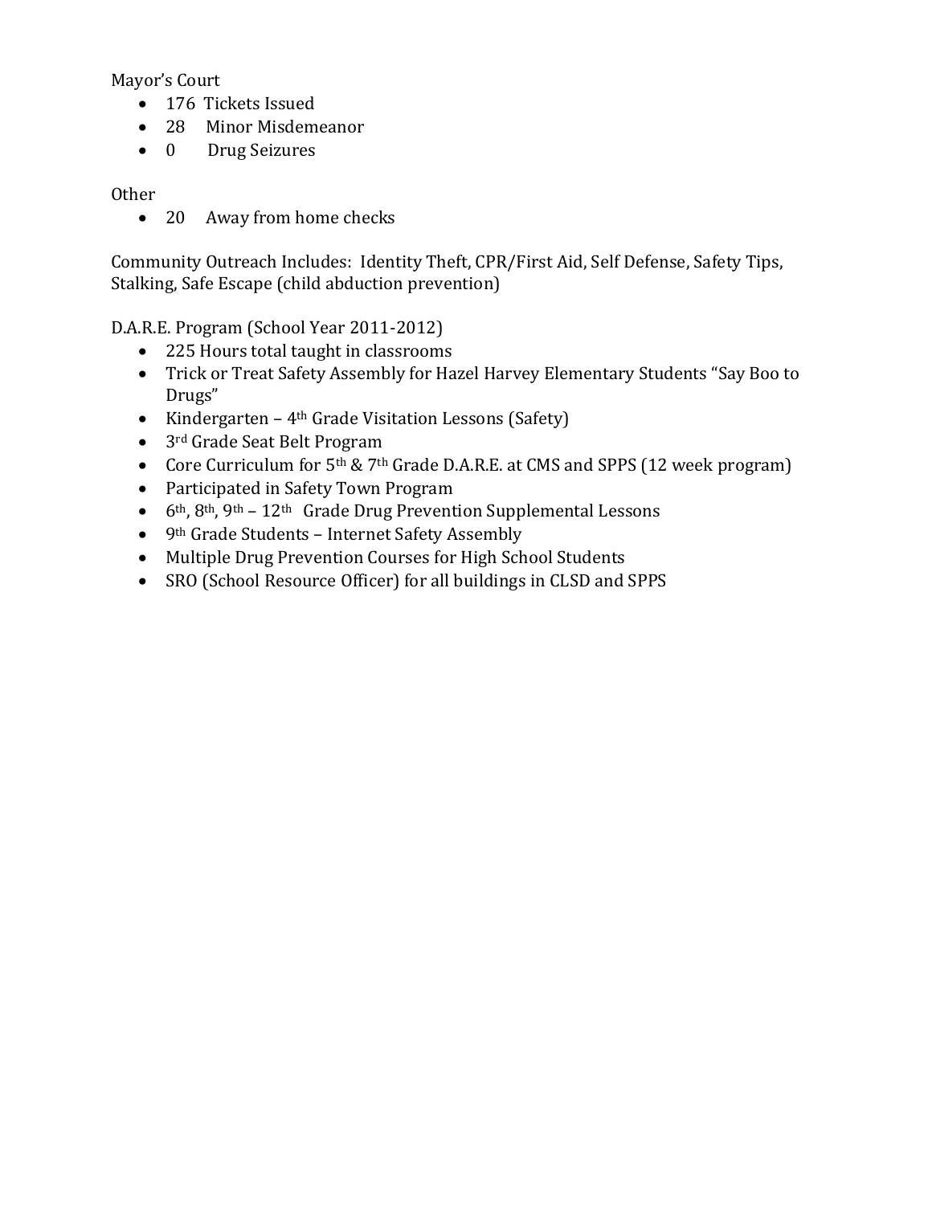Mayor's Court

- 176 Tickets Issued
- 28 Minor Misdemeanor
- 0 Drug Seizures

Other

- 20 Away from home checks

Community Outreach Includes: Identity Theft, CPR/First Aid, Self Defense, Safety Tips, Stalking, Safe Escape (child abduction prevention)

D.A.R.E. Program (School Year 2011-2012)

- 225 Hours total taught in classrooms
- Trick or Treat Safety Assembly for Hazel Harvey Elementary Students "Say Boo to Drugs"
- Kindergarten – 4th Grade Visitation Lessons (Safety)
- 3rd Grade Seat Belt Program
- Core Curriculum for 5th & 7th Grade D.A.R.E. at CMS and SPPS (12 week program)
- Participated in Safety Town Program
- 6th, 8th, 9th – 12th Grade Drug Prevention Supplemental Lessons
- 9th Grade Students – Internet Safety Assembly
- Multiple Drug Prevention Courses for High School Students
- SRO (School Resource Officer) for all buildings in CLSD and SPPS